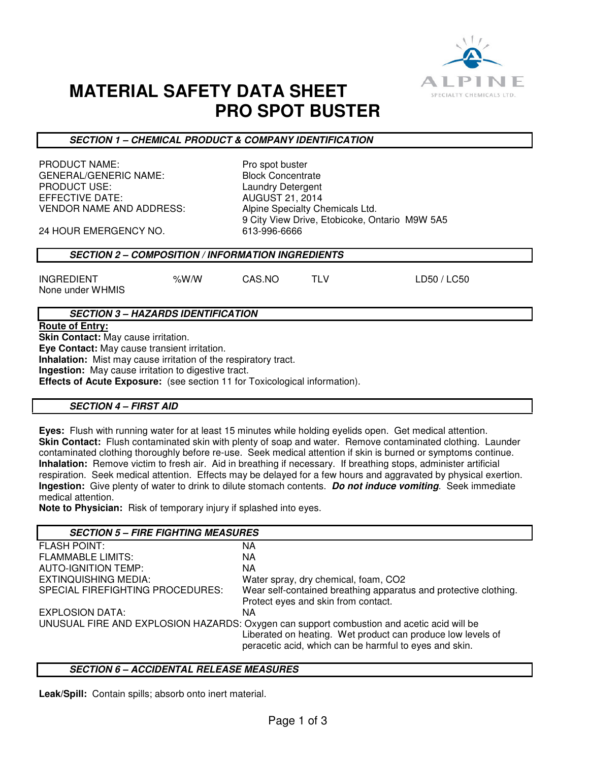# MATERIAL SAFETY DATA SHEET
# PRO SPOT BUSTER

## SECTION 1 – CHEMICAL PRODUCT & COMPANY IDENTIFICATION

| | |
|---|---|
| PRODUCT NAME: | Pro spot buster |
| GENERAL/GENERIC NAME: | Block Concentrate |
| PRODUCT USE: | Laundry Detergent |
| EFFECTIVE DATE: | AUGUST 21, 2014 |
| VENDOR NAME AND ADDRESS: | Alpine Specialty Chemicals Ltd.<br>9 City View Drive, Etobicoke, Ontario M9W 5A5 |
| 24 HOUR EMERGENCY NO. | 613-996-6666 |

## SECTION 2 – COMPOSITION / INFORMATION INGREDIENTS

| INGREDIENT | %W/W | CAS.NO | TLV | LD50 / LC50 |
|---|---|---|---|---|
| None under WHMIS | | | | |

## SECTION 3 – HAZARDS IDENTIFICATION

**Route of Entry:**

**Skin Contact:** May cause irritation.

**Eye Contact:** May cause transient irritation.

**Inhalation:** Mist may cause irritation of the respiratory tract.

**Ingestion:** May cause irritation to digestive tract.

**Effects of Acute Exposure:** (see section 11 for Toxicological information).

## SECTION 4 – FIRST AID

**Eyes:** Flush with running water for at least 15 minutes while holding eyelids open. Get medical attention.

**Skin Contact:** Flush contaminated skin with plenty of soap and water. Remove contaminated clothing. Launder contaminated clothing thoroughly before re-use. Seek medical attention if skin is burned or symptoms continue.

**Inhalation:** Remove victim to fresh air. Aid in breathing if necessary. If breathing stops, administer artificial respiration. Seek medical attention. Effects may be delayed for a few hours and aggravated by physical exertion.

**Ingestion:** Give plenty of water to drink to dilute stomach contents. ***Do not induce vomiting***. Seek immediate medical attention.

**Note to Physician:** Risk of temporary injury if splashed into eyes.

## SECTION 5 – FIRE FIGHTING MEASURES

| | |
|---|---|
| FLASH POINT: | NA |
| FLAMMABLE LIMITS: | NA |
| AUTO-IGNITION TEMP: | NA |
| EXTINQUISHING MEDIA: | Water spray, dry chemical, foam, $CO_2$ |
| SPECIAL FIREFIGHTING PROCEDURES: | Wear self-contained breathing apparatus and protective clothing. Protect eyes and skin from contact. |
| EXPLOSION DATA: | NA |
| UNUSUAL FIRE AND EXPLOSION HAZARDS: | Oxygen can support combustion and acetic acid will be Liberated on heating. Wet product can produce low levels of peracetic acid, which can be harmful to eyes and skin. |

## SECTION 6 – ACCIDENTAL RELEASE MEASURES

**Leak/Spill:** Contain spills; absorb onto inert material.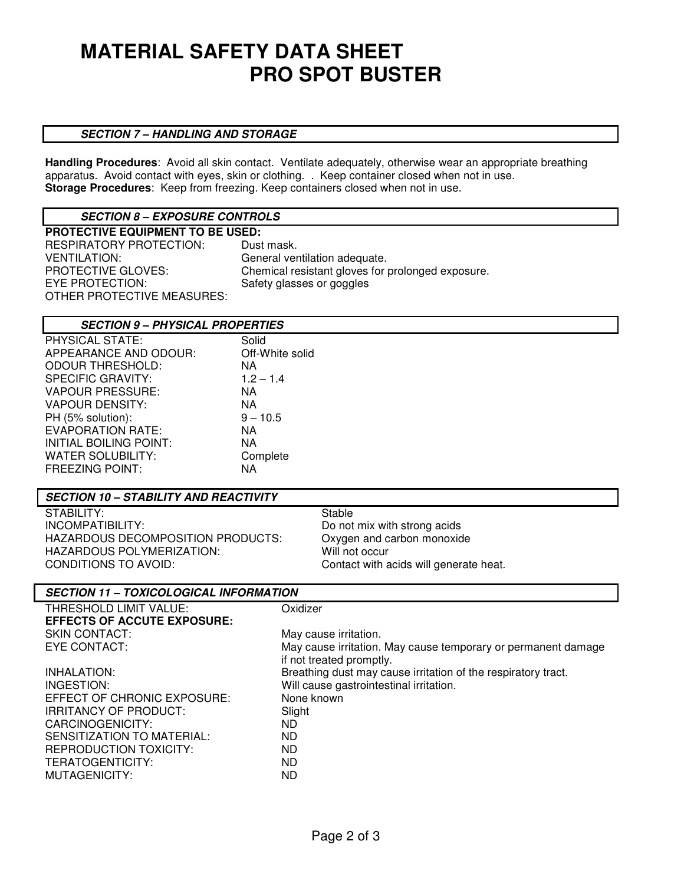# MATERIAL SAFETY DATA SHEET
# PRO SPOT BUSTER

### *SECTION 7 – HANDLING AND STORAGE*

**Handling Procedures**: Avoid all skin contact. Ventilate adequately, otherwise wear an appropriate breathing apparatus. Avoid contact with eyes, skin or clothing. . Keep container closed when not in use.
**Storage Procedures**: Keep from freezing. Keep containers closed when not in use.

### *SECTION 8 – EXPOSURE CONTROLS*

**PROTECTIVE EQUIPMENT TO BE USED:**

| | |
|---|---|
| RESPIRATORY PROTECTION: | Dust mask. |
| VENTILATION: | General ventilation adequate. |
| PROTECTIVE GLOVES: | Chemical resistant gloves for prolonged exposure. |
| EYE PROTECTION: | Safety glasses or goggles |
| OTHER PROTECTIVE MEASURES: | |

### *SECTION 9 – PHYSICAL PROPERTIES*

| | |
|---|---|
| PHYSICAL STATE: | Solid |
| APPEARANCE AND ODOUR: | Off-White solid |
| ODOUR THRESHOLD: | NA |
| SPECIFIC GRAVITY: | 1.2 – 1.4 |
| VAPOUR PRESSURE: | NA |
| VAPOUR DENSITY: | NA |
| PH (5% solution): | 9 – 10.5 |
| EVAPORATION RATE: | NA |
| INITIAL BOILING POINT: | NA |
| WATER SOLUBILITY: | Complete |
| FREEZING POINT: | NA |

### *SECTION 10 – STABILITY AND REACTIVITY*

| | |
|---|---|
| STABILITY: | Stable |
| INCOMPATIBILITY: | Do not mix with strong acids |
| HAZARDOUS DECOMPOSITION PRODUCTS: | Oxygen and carbon monoxide |
| HAZARDOUS POLYMERIZATION: | Will not occur |
| CONDITIONS TO AVOID: | Contact with acids will generate heat. |

### *SECTION 11 – TOXICOLOGICAL INFORMATION*

| | |
|---|---|
| THRESHOLD LIMIT VALUE: | Oxidizer |
| **EFFECTS OF ACCUTE EXPOSURE:** | |
| SKIN CONTACT: | May cause irritation. |
| EYE CONTACT: | May cause irritation. May cause temporary or permanent damage if not treated promptly. |
| INHALATION: | Breathing dust may cause irritation of the respiratory tract. |
| INGESTION: | Will cause gastrointestinal irritation. |
| EFFECT OF CHRONIC EXPOSURE: | None known |
| IRRITANCY OF PRODUCT: | Slight |
| CARCINOGENICITY: | ND |
| SENSITIZATION TO MATERIAL: | ND |
| REPRODUCTION TOXICITY: | ND |
| TERATOGENTICITY: | ND |
| MUTAGENICITY: | ND |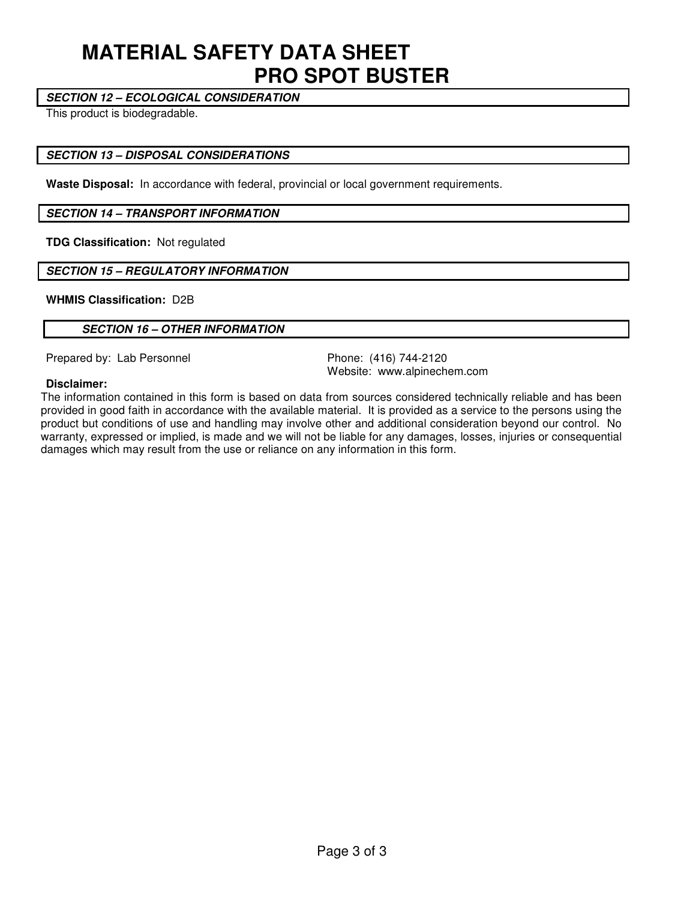# MATERIAL SAFETY DATA SHEET
# PRO SPOT BUSTER

## *SECTION 12 – ECOLOGICAL CONSIDERATION*

This product is biodegradable.

## *SECTION 13 – DISPOSAL CONSIDERATIONS*

**Waste Disposal:** In accordance with federal, provincial or local government requirements.

## *SECTION 14 – TRANSPORT INFORMATION*

**TDG Classification:** Not regulated

## *SECTION 15 – REGULATORY INFORMATION*

**WHMIS Classification:** D2B

## *SECTION 16 – OTHER INFORMATION*

Prepared by: Lab Personnel

Phone: (416) 744-2120
Website: www.alpinechem.com

**Disclaimer:**

The information contained in this form is based on data from sources considered technically reliable and has been provided in good faith in accordance with the available material. It is provided as a service to the persons using the product but conditions of use and handling may involve other and additional consideration beyond our control. No warranty, expressed or implied, is made and we will not be liable for any damages, losses, injuries or consequential damages which may result from the use or reliance on any information in this form.